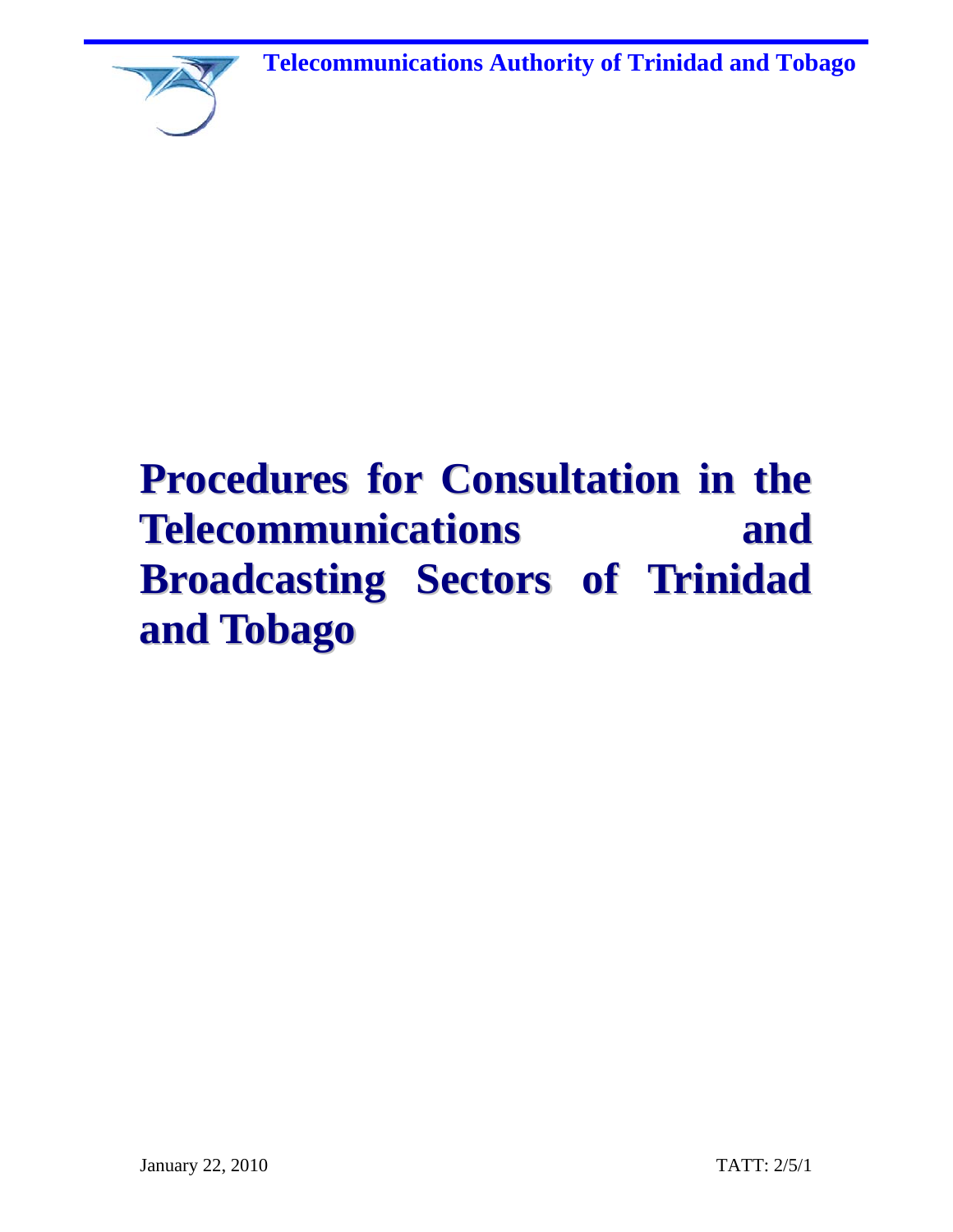**Telecommunications Authority of Trinidad and Tobago**

# Procedures for Consultation in the Telecommunications and Broadcasting Sectors of Trinidad and Tobago

January 22, 2010

TATT: 2/5/1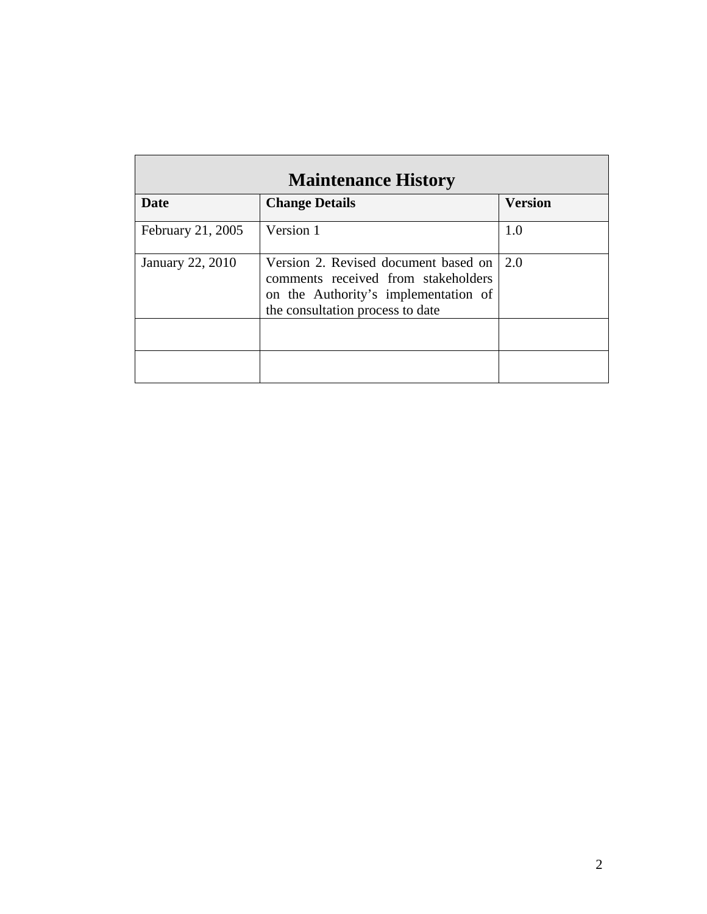| Maintenance History | | |
|---|---|---|
| **Date** | **Change Details** | **Version** |
| February 21, 2005 | Version 1 | 1.0 |
| January 22, 2010 | Version 2. Revised document based on comments received from stakeholders on the Authority's implementation of the consultation process to date | 2.0 |
| | | |
| | | |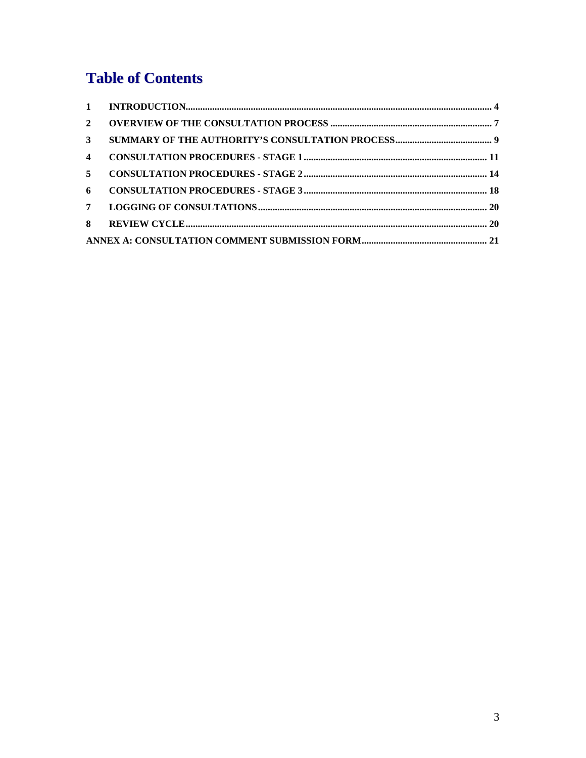# Table of Contents

| | | |
|---|---|---|
| 1 | INTRODUCTION | 4 |
| 2 | OVERVIEW OF THE CONSULTATION PROCESS | 7 |
| 3 | SUMMARY OF THE AUTHORITY'S CONSULTATION PROCESS | 9 |
| 4 | CONSULTATION PROCEDURES - STAGE 1 | 11 |
| 5 | CONSULTATION PROCEDURES - STAGE 2 | 14 |
| 6 | CONSULTATION PROCEDURES - STAGE 3 | 18 |
| 7 | LOGGING OF CONSULTATIONS | 20 |
| 8 | REVIEW CYCLE | 20 |
| | ANNEX A: CONSULTATION COMMENT SUBMISSION FORM | 21 |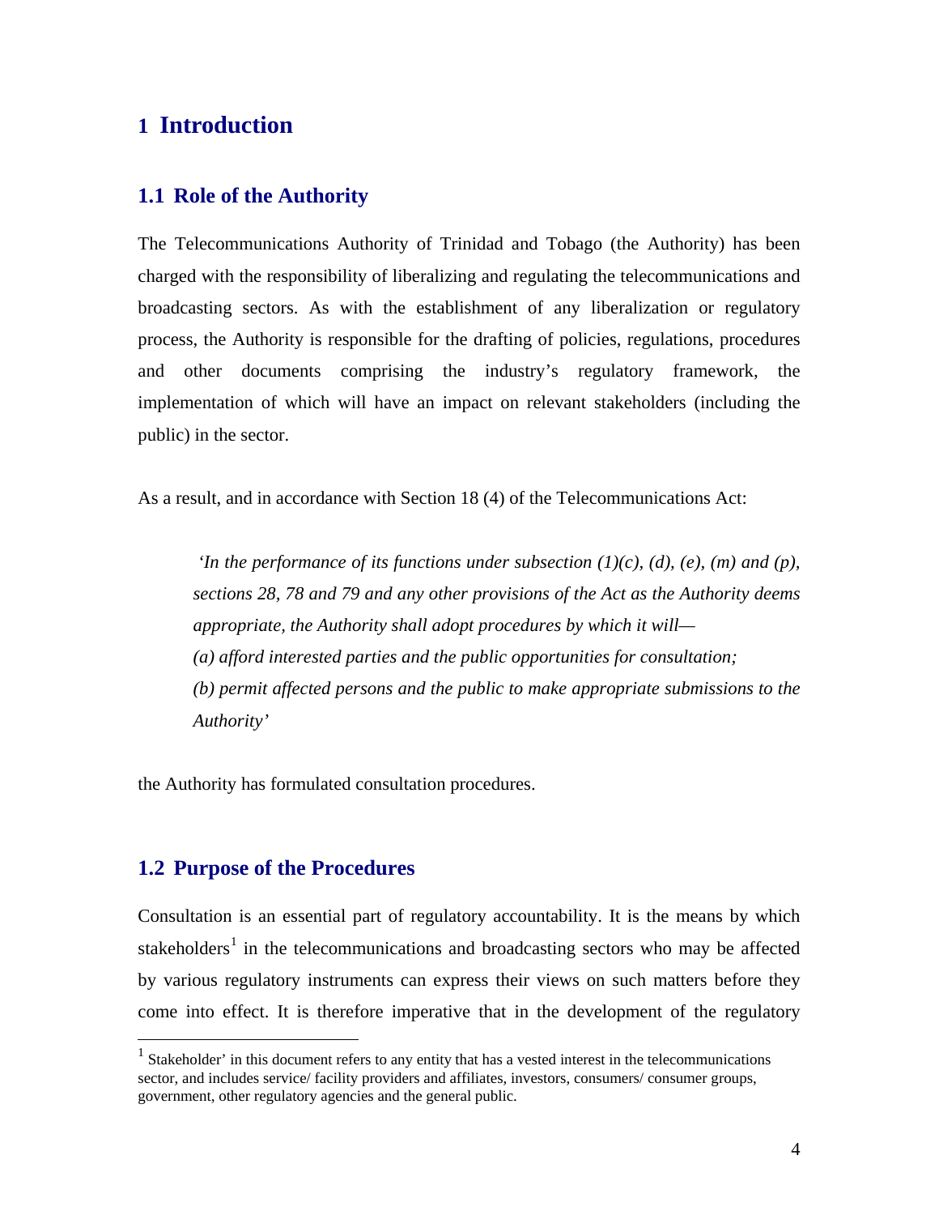# 1 Introduction

## 1.1 Role of the Authority

The Telecommunications Authority of Trinidad and Tobago (the Authority) has been charged with the responsibility of liberalizing and regulating the telecommunications and broadcasting sectors. As with the establishment of any liberalization or regulatory process, the Authority is responsible for the drafting of policies, regulations, procedures and other documents comprising the industry's regulatory framework, the implementation of which will have an impact on relevant stakeholders (including the public) in the sector.

As a result, and in accordance with Section 18 (4) of the Telecommunications Act:

> *'In the performance of its functions under subsection (1)(c), (d), (e), (m) and (p), sections 28, 78 and 79 and any other provisions of the Act as the Authority deems appropriate, the Authority shall adopt procedures by which it will—*
> *(a) afford interested parties and the public opportunities for consultation;*
> *(b) permit affected persons and the public to make appropriate submissions to the Authority'*

the Authority has formulated consultation procedures.

## 1.2 Purpose of the Procedures

Consultation is an essential part of regulatory accountability. It is the means by which stakeholders[1] in the telecommunications and broadcasting sectors who may be affected by various regulatory instruments can express their views on such matters before they come into effect. It is therefore imperative that in the development of the regulatory

[1] Stakeholder' in this document refers to any entity that has a vested interest in the telecommunications sector, and includes service/ facility providers and affiliates, investors, consumers/ consumer groups, government, other regulatory agencies and the general public.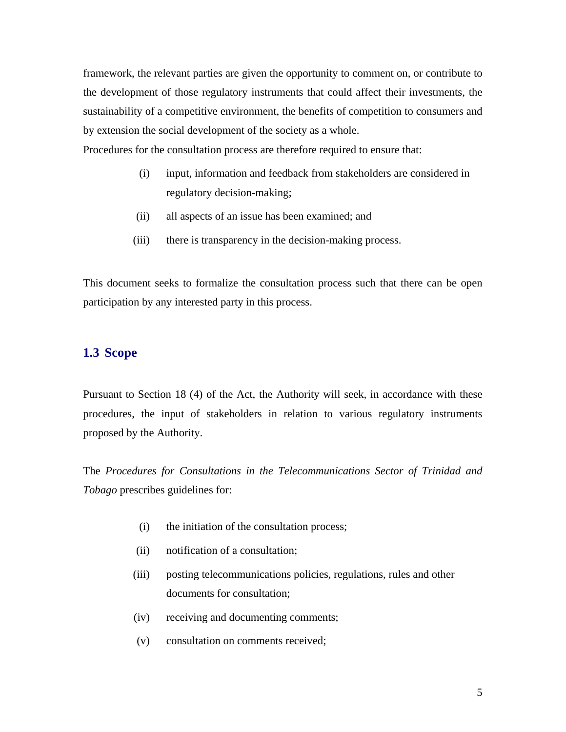framework, the relevant parties are given the opportunity to comment on, or contribute to the development of those regulatory instruments that could affect their investments, the sustainability of a competitive environment, the benefits of competition to consumers and by extension the social development of the society as a whole.

Procedures for the consultation process are therefore required to ensure that:

(i) input, information and feedback from stakeholders are considered in regulatory decision-making;

(ii) all aspects of an issue has been examined; and

(iii) there is transparency in the decision-making process.

This document seeks to formalize the consultation process such that there can be open participation by any interested party in this process.

## 1.3 Scope

Pursuant to Section 18 (4) of the Act, the Authority will seek, in accordance with these procedures, the input of stakeholders in relation to various regulatory instruments proposed by the Authority.

The *Procedures for Consultations in the Telecommunications Sector of Trinidad and Tobago* prescribes guidelines for:

(i) the initiation of the consultation process;

(ii) notification of a consultation;

(iii) posting telecommunications policies, regulations, rules and other documents for consultation;

(iv) receiving and documenting comments;

(v) consultation on comments received;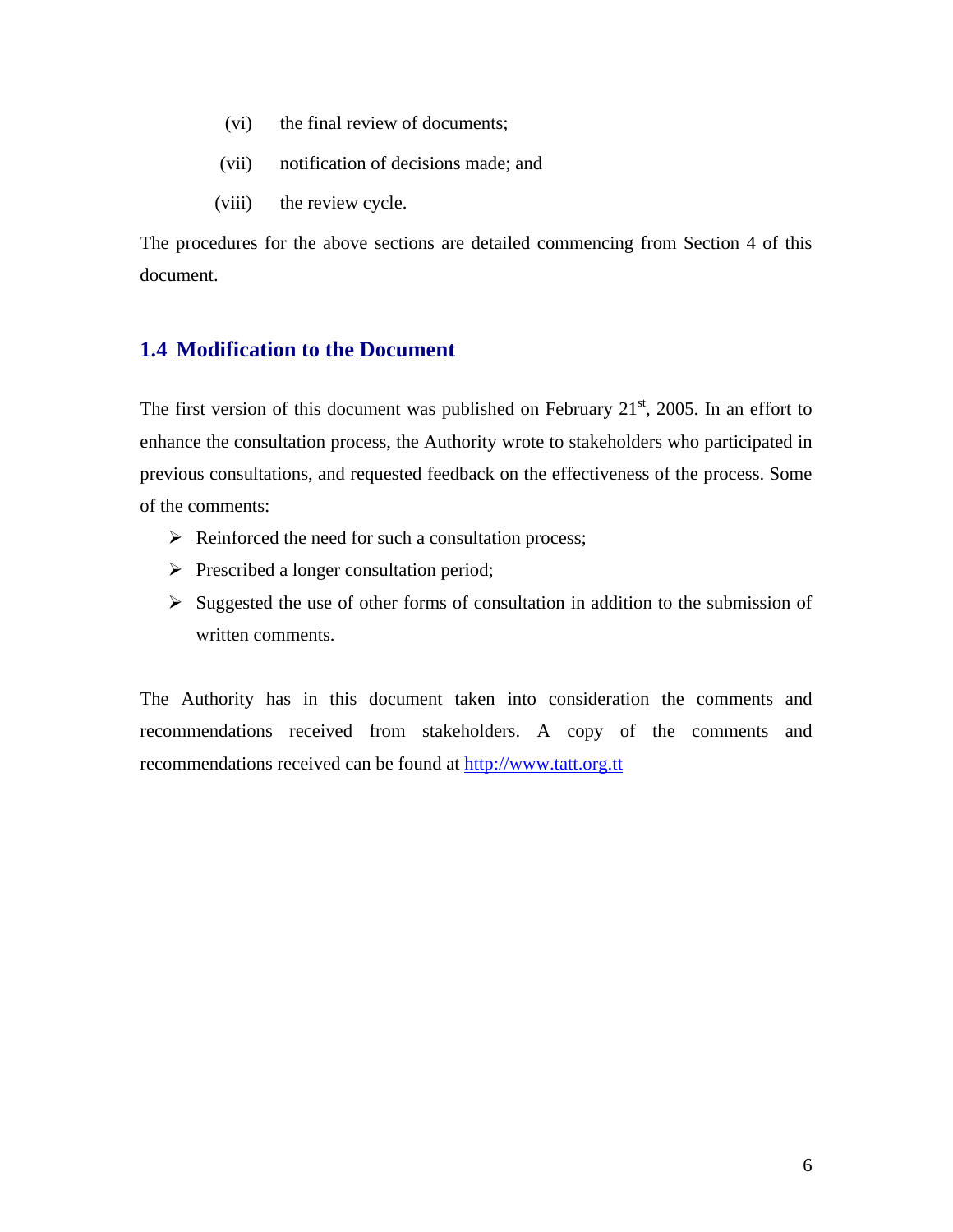(vi) the final review of documents;

(vii) notification of decisions made; and

(viii) the review cycle.

The procedures for the above sections are detailed commencing from Section 4 of this document.

## 1.4 Modification to the Document

The first version of this document was published on February 21st, 2005. In an effort to enhance the consultation process, the Authority wrote to stakeholders who participated in previous consultations, and requested feedback on the effectiveness of the process. Some of the comments:

- Reinforced the need for such a consultation process;
- Prescribed a longer consultation period;
- Suggested the use of other forms of consultation in addition to the submission of written comments.

The Authority has in this document taken into consideration the comments and recommendations received from stakeholders. A copy of the comments and recommendations received can be found at http://www.tatt.org.tt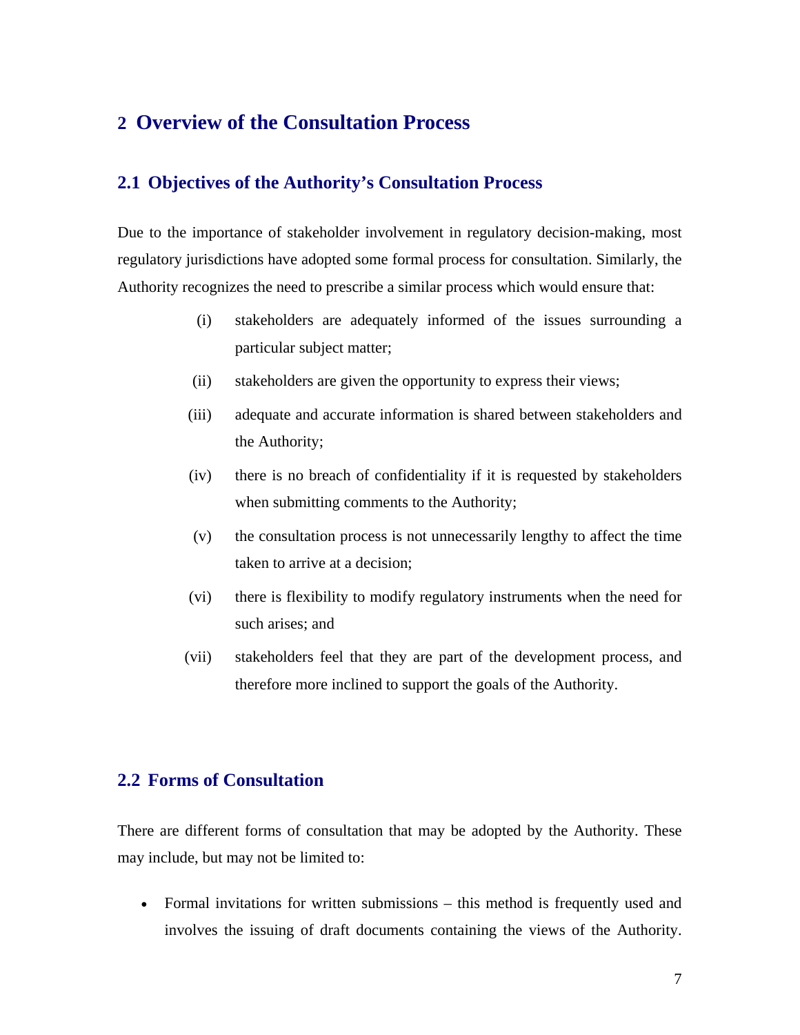# 2 Overview of the Consultation Process

## 2.1 Objectives of the Authority's Consultation Process

Due to the importance of stakeholder involvement in regulatory decision-making, most regulatory jurisdictions have adopted some formal process for consultation. Similarly, the Authority recognizes the need to prescribe a similar process which would ensure that:

(i) stakeholders are adequately informed of the issues surrounding a particular subject matter;

(ii) stakeholders are given the opportunity to express their views;

(iii) adequate and accurate information is shared between stakeholders and the Authority;

(iv) there is no breach of confidentiality if it is requested by stakeholders when submitting comments to the Authority;

(v) the consultation process is not unnecessarily lengthy to affect the time taken to arrive at a decision;

(vi) there is flexibility to modify regulatory instruments when the need for such arises; and

(vii) stakeholders feel that they are part of the development process, and therefore more inclined to support the goals of the Authority.

## 2.2 Forms of Consultation

There are different forms of consultation that may be adopted by the Authority. These may include, but may not be limited to:

- Formal invitations for written submissions – this method is frequently used and involves the issuing of draft documents containing the views of the Authority.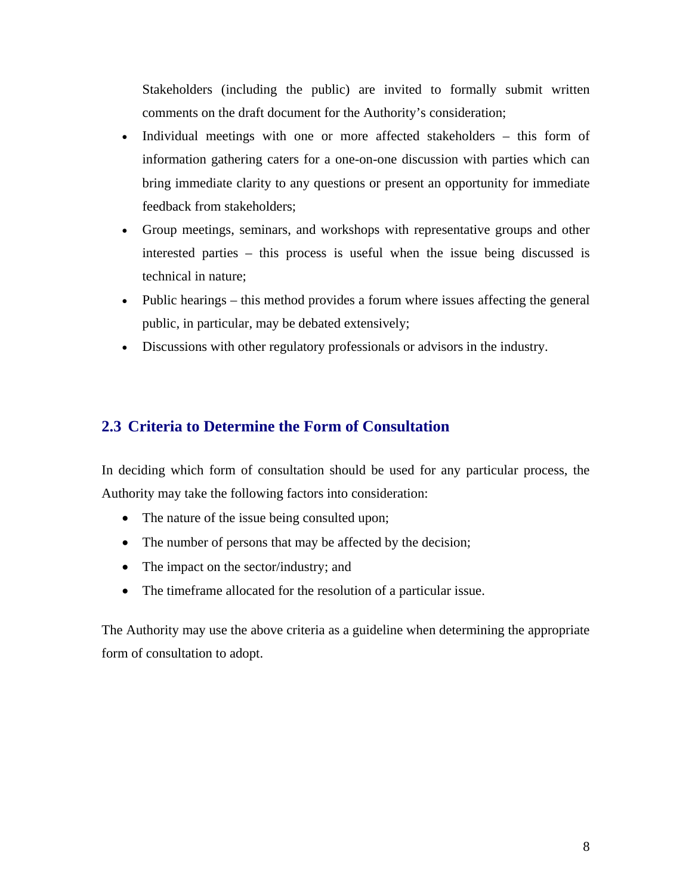Stakeholders (including the public) are invited to formally submit written comments on the draft document for the Authority's consideration;

- Individual meetings with one or more affected stakeholders – this form of information gathering caters for a one-on-one discussion with parties which can bring immediate clarity to any questions or present an opportunity for immediate feedback from stakeholders;
- Group meetings, seminars, and workshops with representative groups and other interested parties – this process is useful when the issue being discussed is technical in nature;
- Public hearings – this method provides a forum where issues affecting the general public, in particular, may be debated extensively;
- Discussions with other regulatory professionals or advisors in the industry.

## 2.3 Criteria to Determine the Form of Consultation

In deciding which form of consultation should be used for any particular process, the Authority may take the following factors into consideration:

- The nature of the issue being consulted upon;
- The number of persons that may be affected by the decision;
- The impact on the sector/industry; and
- The timeframe allocated for the resolution of a particular issue.

The Authority may use the above criteria as a guideline when determining the appropriate form of consultation to adopt.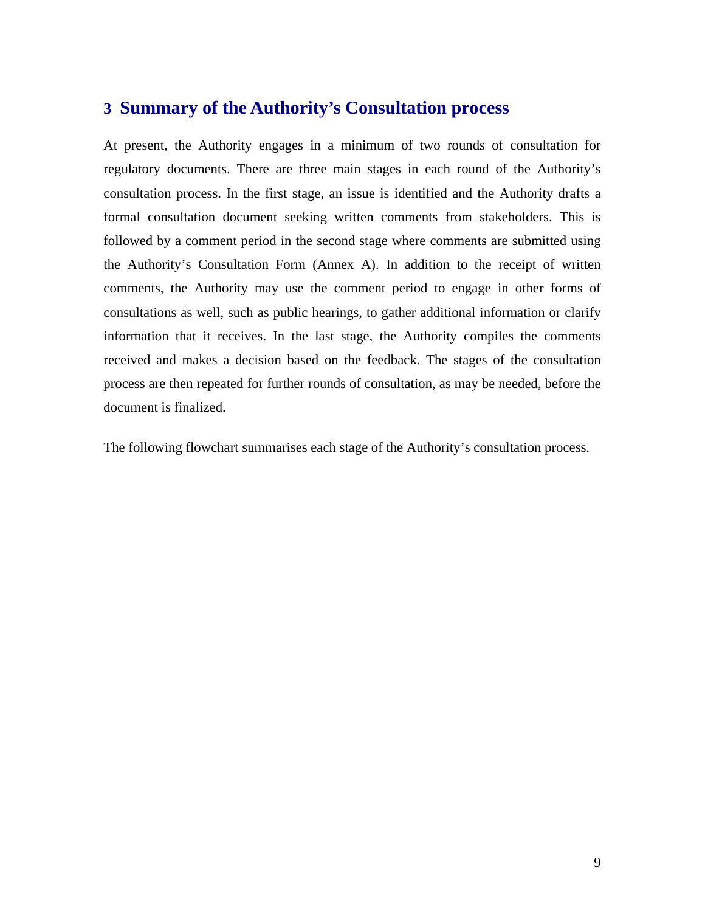# 3 Summary of the Authority's Consultation process

At present, the Authority engages in a minimum of two rounds of consultation for regulatory documents. There are three main stages in each round of the Authority's consultation process. In the first stage, an issue is identified and the Authority drafts a formal consultation document seeking written comments from stakeholders. This is followed by a comment period in the second stage where comments are submitted using the Authority's Consultation Form (Annex A). In addition to the receipt of written comments, the Authority may use the comment period to engage in other forms of consultations as well, such as public hearings, to gather additional information or clarify information that it receives. In the last stage, the Authority compiles the comments received and makes a decision based on the feedback. The stages of the consultation process are then repeated for further rounds of consultation, as may be needed, before the document is finalized.

The following flowchart summarises each stage of the Authority's consultation process.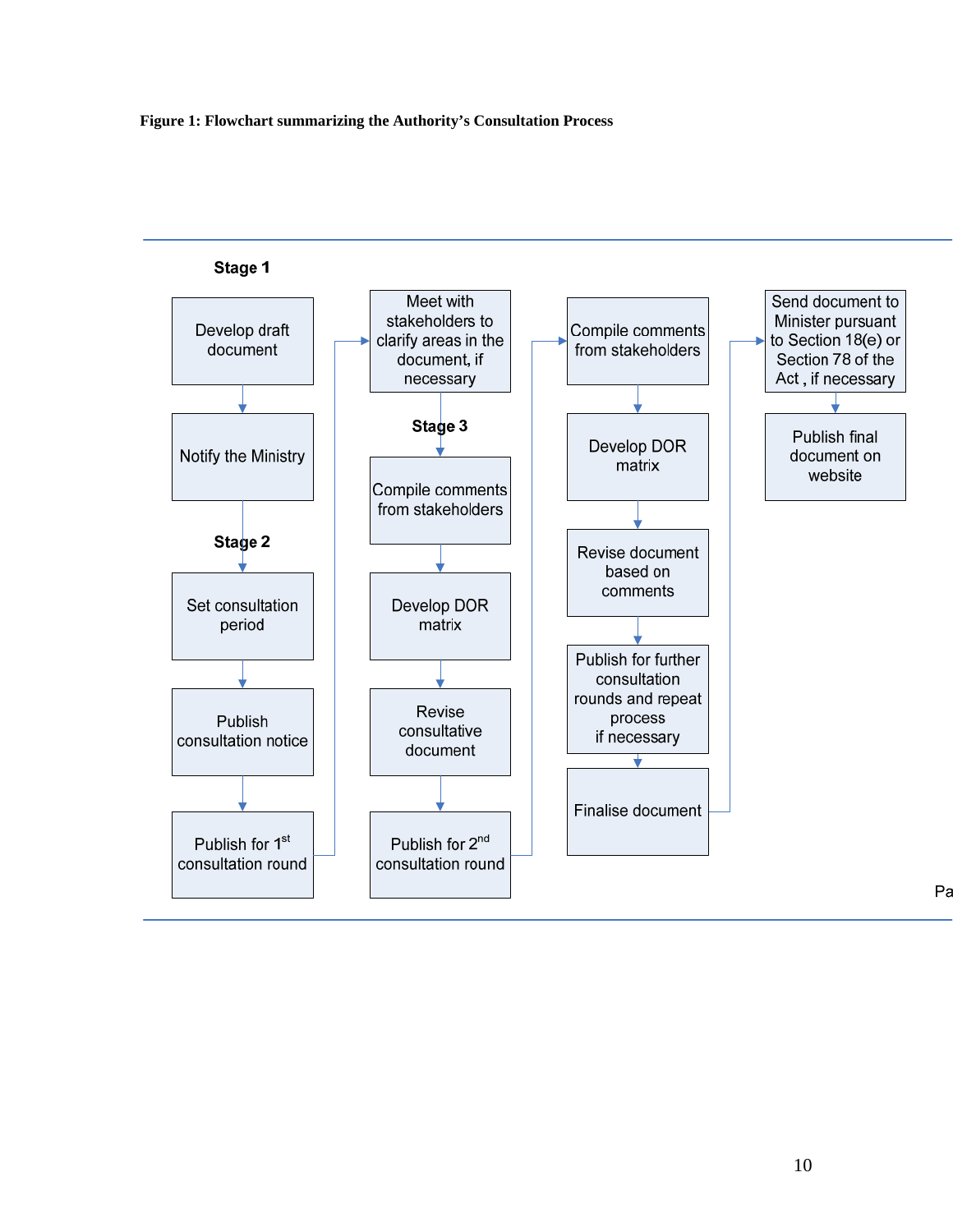**Figure 1: Flowchart summarizing the Authority's Consultation Process**

**Stage 1**

1. Develop draft document
2. Notify the Ministry

**Stage 2**

3. Set consultation period
4. Publish consultation notice
5. Publish for 1st consultation round
6. Meet with stakeholders to clarify areas in the document, if necessary

**Stage 3**

7. Compile comments from stakeholders
8. Develop DOR matrix
9. Revise consultative document
10. Publish for 2nd consultation round
11. Compile comments from stakeholders
12. Develop DOR matrix
13. Revise document based on comments
14. Publish for further consultation rounds and repeat process if necessary
15. Finalise document
16. Send document to Minister pursuant to Section 18(e) or Section 78 of the Act , if necessary
17. Publish final document on website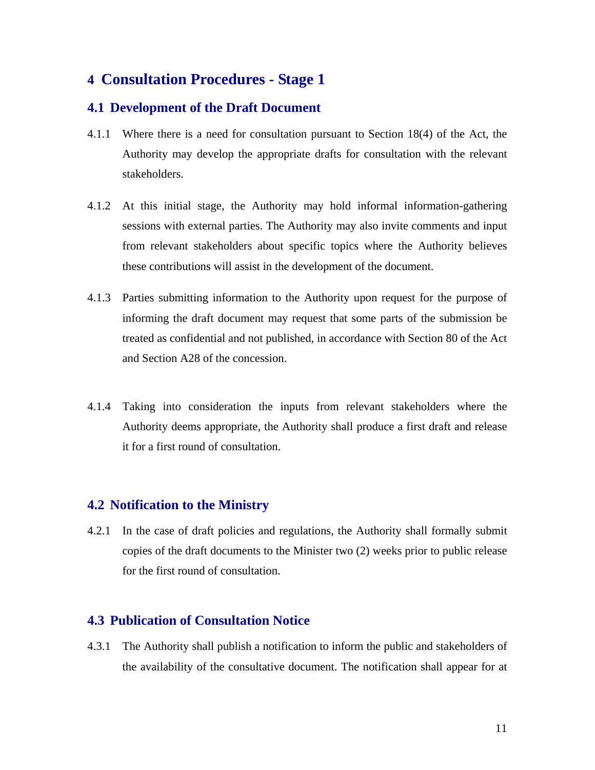# 4 Consultation Procedures - Stage 1

## 4.1 Development of the Draft Document

4.1.1 Where there is a need for consultation pursuant to Section 18(4) of the Act, the Authority may develop the appropriate drafts for consultation with the relevant stakeholders.

4.1.2 At this initial stage, the Authority may hold informal information-gathering sessions with external parties. The Authority may also invite comments and input from relevant stakeholders about specific topics where the Authority believes these contributions will assist in the development of the document.

4.1.3 Parties submitting information to the Authority upon request for the purpose of informing the draft document may request that some parts of the submission be treated as confidential and not published, in accordance with Section 80 of the Act and Section A28 of the concession.

4.1.4 Taking into consideration the inputs from relevant stakeholders where the Authority deems appropriate, the Authority shall produce a first draft and release it for a first round of consultation.

## 4.2 Notification to the Ministry

4.2.1 In the case of draft policies and regulations, the Authority shall formally submit copies of the draft documents to the Minister two (2) weeks prior to public release for the first round of consultation.

## 4.3 Publication of Consultation Notice

4.3.1 The Authority shall publish a notification to inform the public and stakeholders of the availability of the consultative document. The notification shall appear for at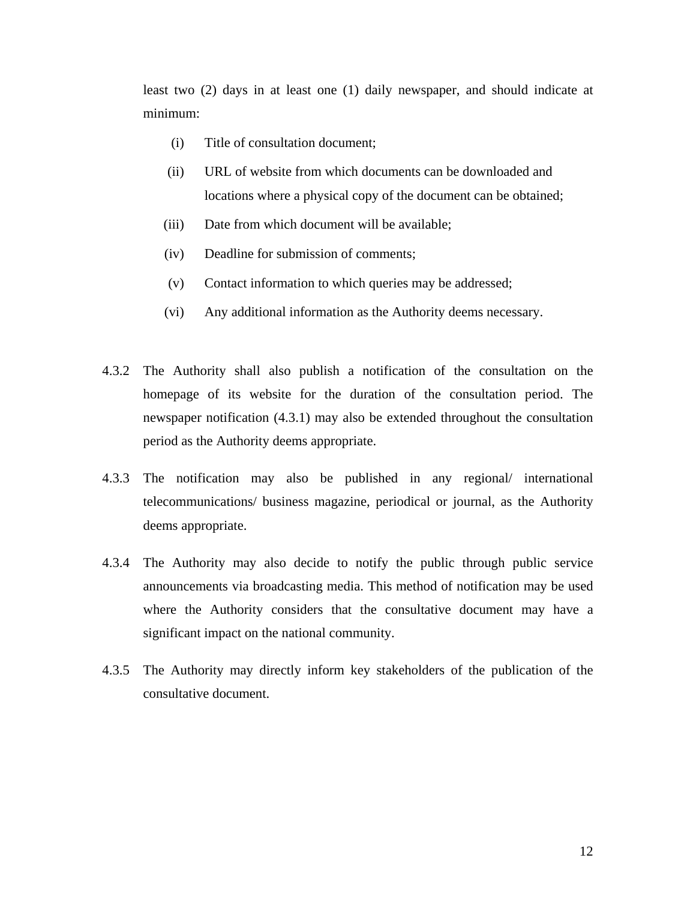least two (2) days in at least one (1) daily newspaper, and should indicate at minimum:

(i) Title of consultation document;

(ii) URL of website from which documents can be downloaded and locations where a physical copy of the document can be obtained;

(iii) Date from which document will be available;

(iv) Deadline for submission of comments;

(v) Contact information to which queries may be addressed;

(vi) Any additional information as the Authority deems necessary.

4.3.2 The Authority shall also publish a notification of the consultation on the homepage of its website for the duration of the consultation period. The newspaper notification (4.3.1) may also be extended throughout the consultation period as the Authority deems appropriate.

4.3.3 The notification may also be published in any regional/ international telecommunications/ business magazine, periodical or journal, as the Authority deems appropriate.

4.3.4 The Authority may also decide to notify the public through public service announcements via broadcasting media. This method of notification may be used where the Authority considers that the consultative document may have a significant impact on the national community.

4.3.5 The Authority may directly inform key stakeholders of the publication of the consultative document.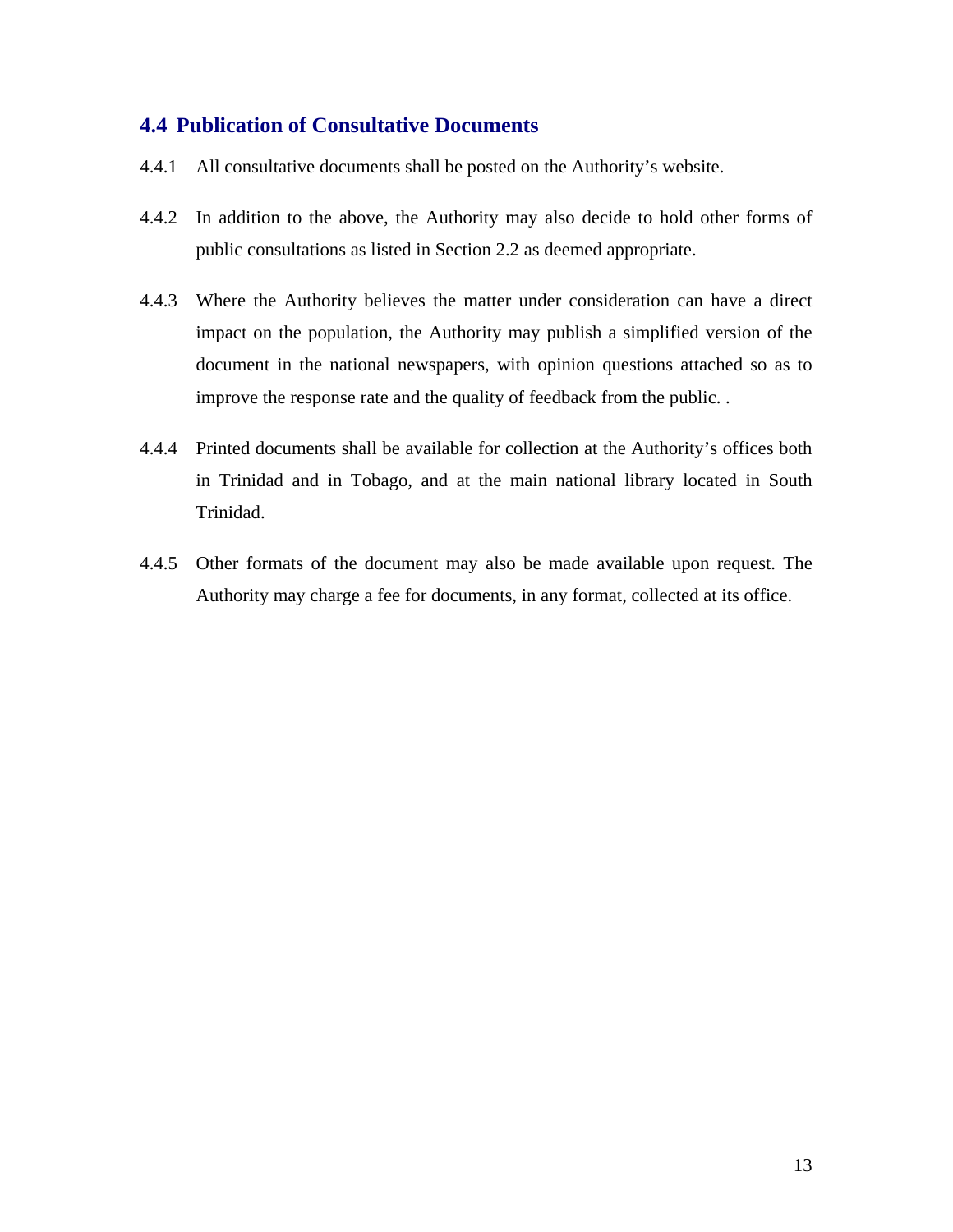## 4.4 Publication of Consultative Documents

4.4.1 All consultative documents shall be posted on the Authority's website.

4.4.2 In addition to the above, the Authority may also decide to hold other forms of public consultations as listed in Section 2.2 as deemed appropriate.

4.4.3 Where the Authority believes the matter under consideration can have a direct impact on the population, the Authority may publish a simplified version of the document in the national newspapers, with opinion questions attached so as to improve the response rate and the quality of feedback from the public. .

4.4.4 Printed documents shall be available for collection at the Authority's offices both in Trinidad and in Tobago, and at the main national library located in South Trinidad.

4.4.5 Other formats of the document may also be made available upon request. The Authority may charge a fee for documents, in any format, collected at its office.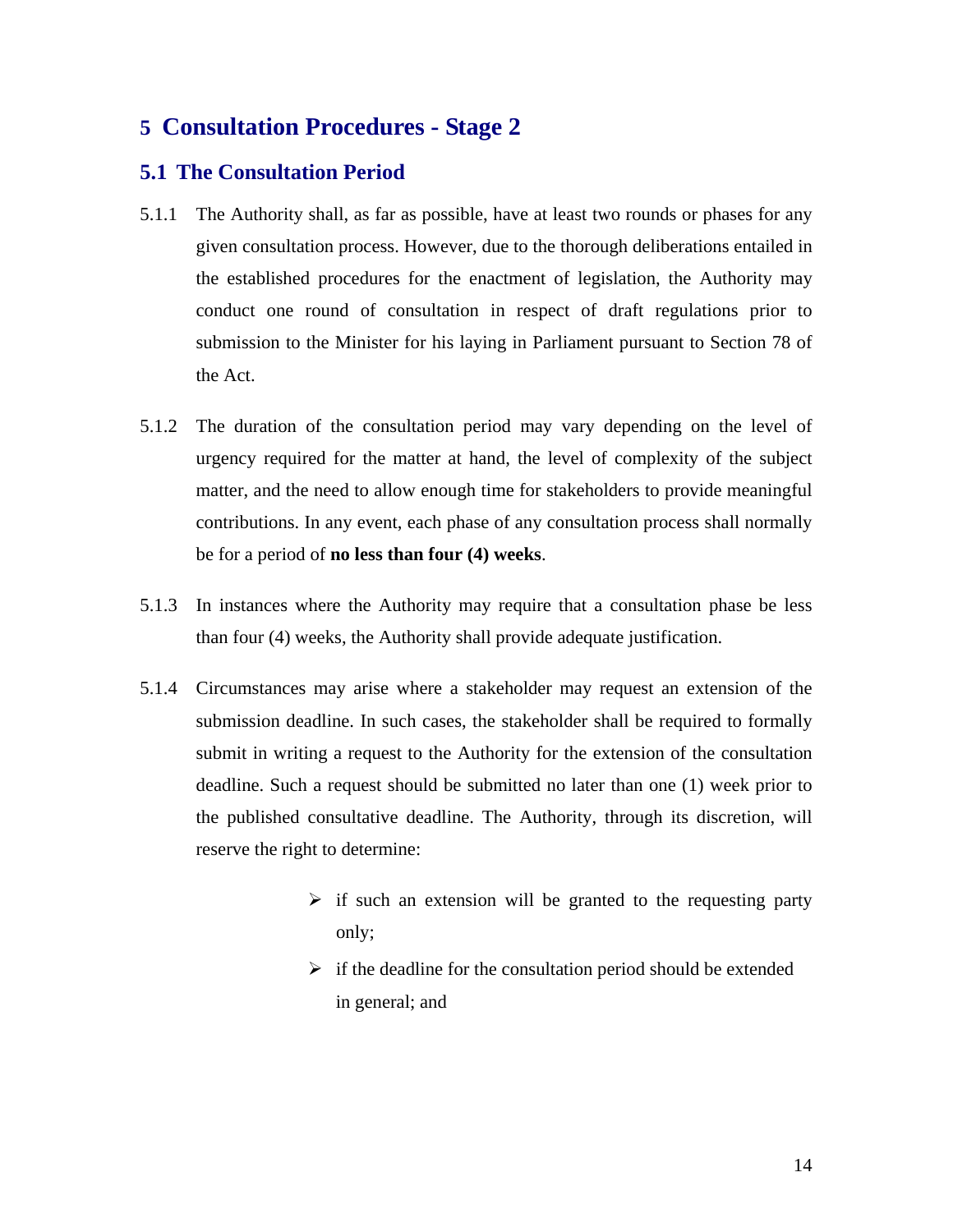# 5 Consultation Procedures - Stage 2

## 5.1 The Consultation Period

5.1.1 The Authority shall, as far as possible, have at least two rounds or phases for any given consultation process. However, due to the thorough deliberations entailed in the established procedures for the enactment of legislation, the Authority may conduct one round of consultation in respect of draft regulations prior to submission to the Minister for his laying in Parliament pursuant to Section 78 of the Act.

5.1.2 The duration of the consultation period may vary depending on the level of urgency required for the matter at hand, the level of complexity of the subject matter, and the need to allow enough time for stakeholders to provide meaningful contributions. In any event, each phase of any consultation process shall normally be for a period of **no less than four (4) weeks**.

5.1.3 In instances where the Authority may require that a consultation phase be less than four (4) weeks, the Authority shall provide adequate justification.

5.1.4 Circumstances may arise where a stakeholder may request an extension of the submission deadline. In such cases, the stakeholder shall be required to formally submit in writing a request to the Authority for the extension of the consultation deadline. Such a request should be submitted no later than one (1) week prior to the published consultative deadline. The Authority, through its discretion, will reserve the right to determine:

- if such an extension will be granted to the requesting party only;
- if the deadline for the consultation period should be extended in general; and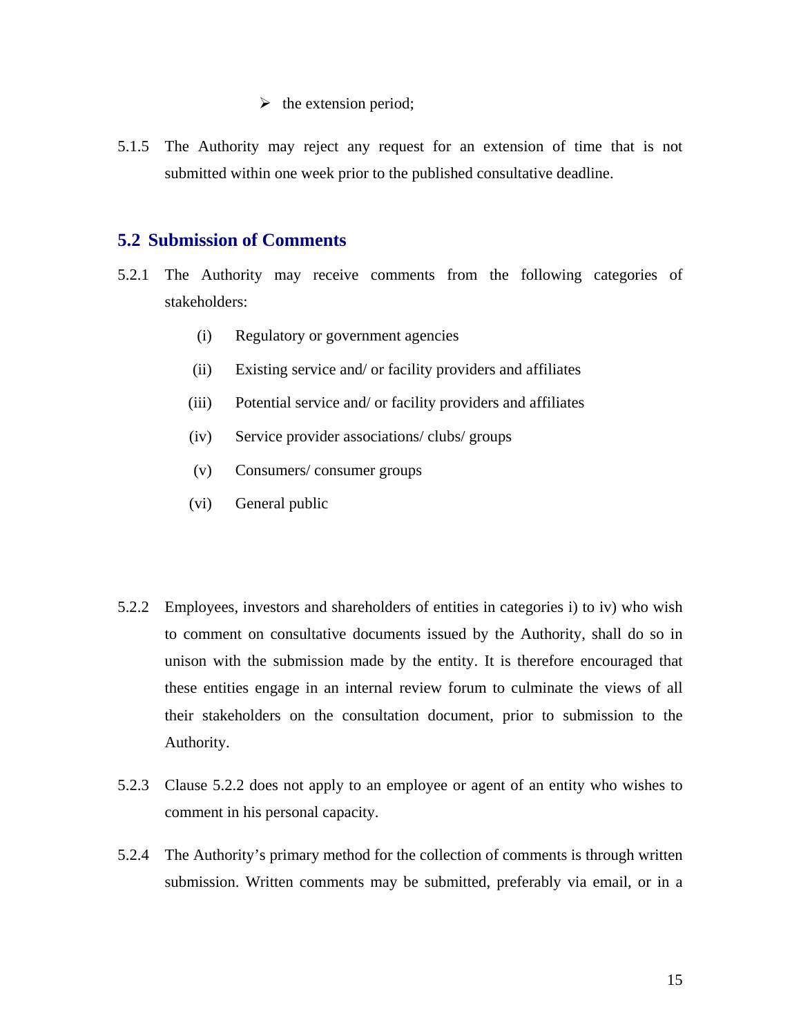- the extension period;

5.1.5 The Authority may reject any request for an extension of time that is not submitted within one week prior to the published consultative deadline.

## 5.2 Submission of Comments

5.2.1 The Authority may receive comments from the following categories of stakeholders:

(i) Regulatory or government agencies

(ii) Existing service and/ or facility providers and affiliates

(iii) Potential service and/ or facility providers and affiliates

(iv) Service provider associations/ clubs/ groups

(v) Consumers/ consumer groups

(vi) General public

5.2.2 Employees, investors and shareholders of entities in categories i) to iv) who wish to comment on consultative documents issued by the Authority, shall do so in unison with the submission made by the entity. It is therefore encouraged that these entities engage in an internal review forum to culminate the views of all their stakeholders on the consultation document, prior to submission to the Authority.

5.2.3 Clause 5.2.2 does not apply to an employee or agent of an entity who wishes to comment in his personal capacity.

5.2.4 The Authority's primary method for the collection of comments is through written submission. Written comments may be submitted, preferably via email, or in a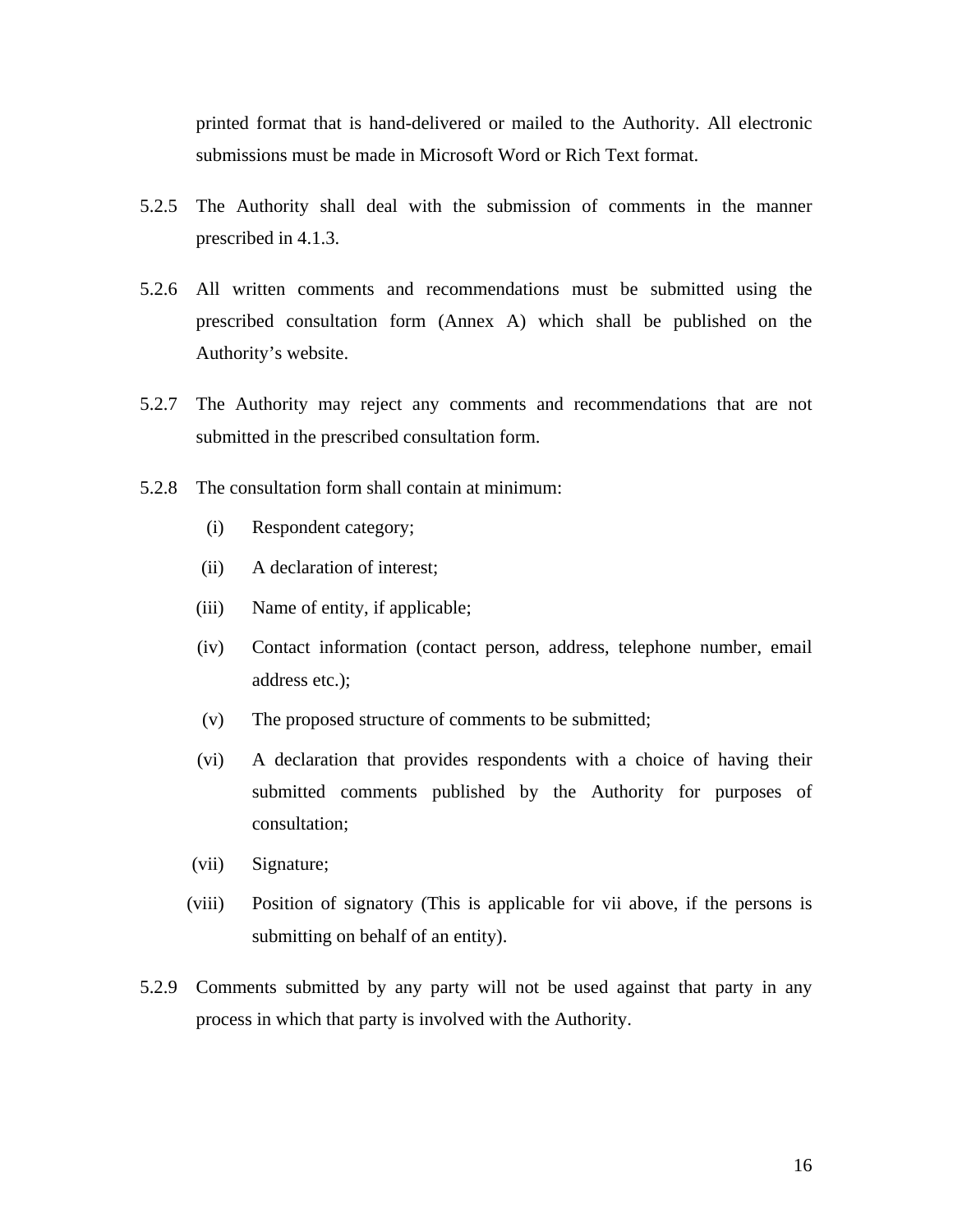printed format that is hand-delivered or mailed to the Authority. All electronic submissions must be made in Microsoft Word or Rich Text format.

5.2.5 The Authority shall deal with the submission of comments in the manner prescribed in 4.1.3.

5.2.6 All written comments and recommendations must be submitted using the prescribed consultation form (Annex A) which shall be published on the Authority's website.

5.2.7 The Authority may reject any comments and recommendations that are not submitted in the prescribed consultation form.

5.2.8 The consultation form shall contain at minimum:

(i) Respondent category;

(ii) A declaration of interest;

(iii) Name of entity, if applicable;

(iv) Contact information (contact person, address, telephone number, email address etc.);

(v) The proposed structure of comments to be submitted;

(vi) A declaration that provides respondents with a choice of having their submitted comments published by the Authority for purposes of consultation;

(vii) Signature;

(viii) Position of signatory (This is applicable for vii above, if the persons is submitting on behalf of an entity).

5.2.9 Comments submitted by any party will not be used against that party in any process in which that party is involved with the Authority.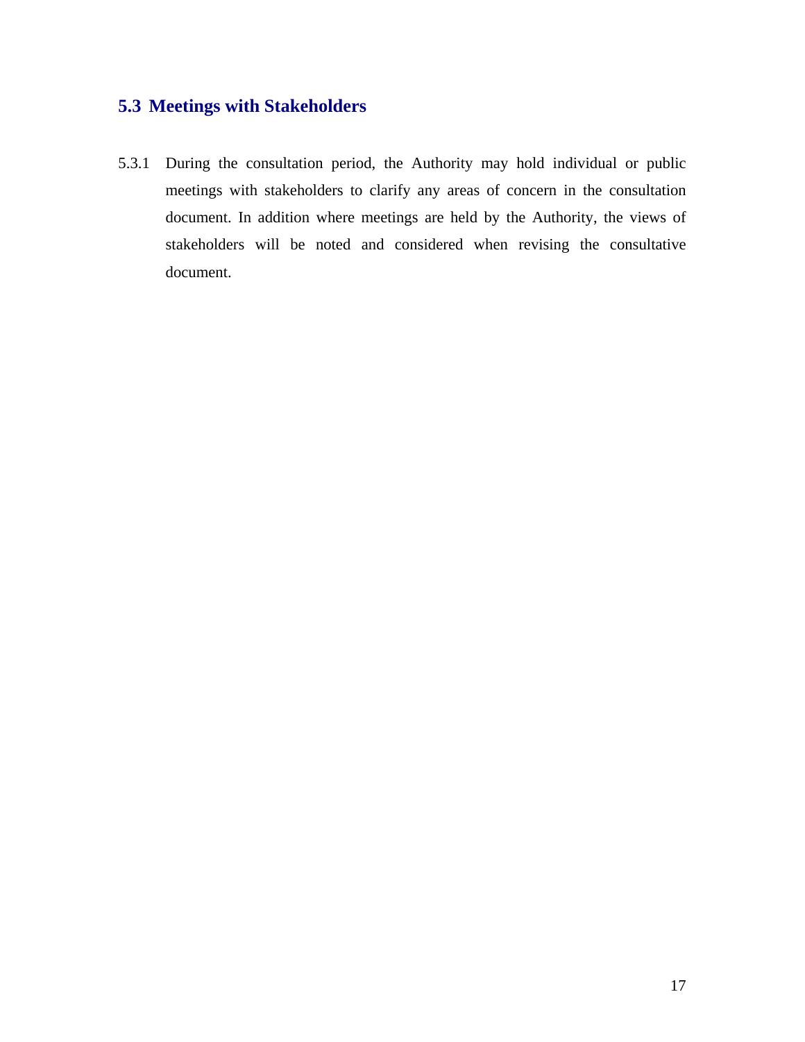## 5.3 Meetings with Stakeholders

5.3.1 During the consultation period, the Authority may hold individual or public meetings with stakeholders to clarify any areas of concern in the consultation document. In addition where meetings are held by the Authority, the views of stakeholders will be noted and considered when revising the consultative document.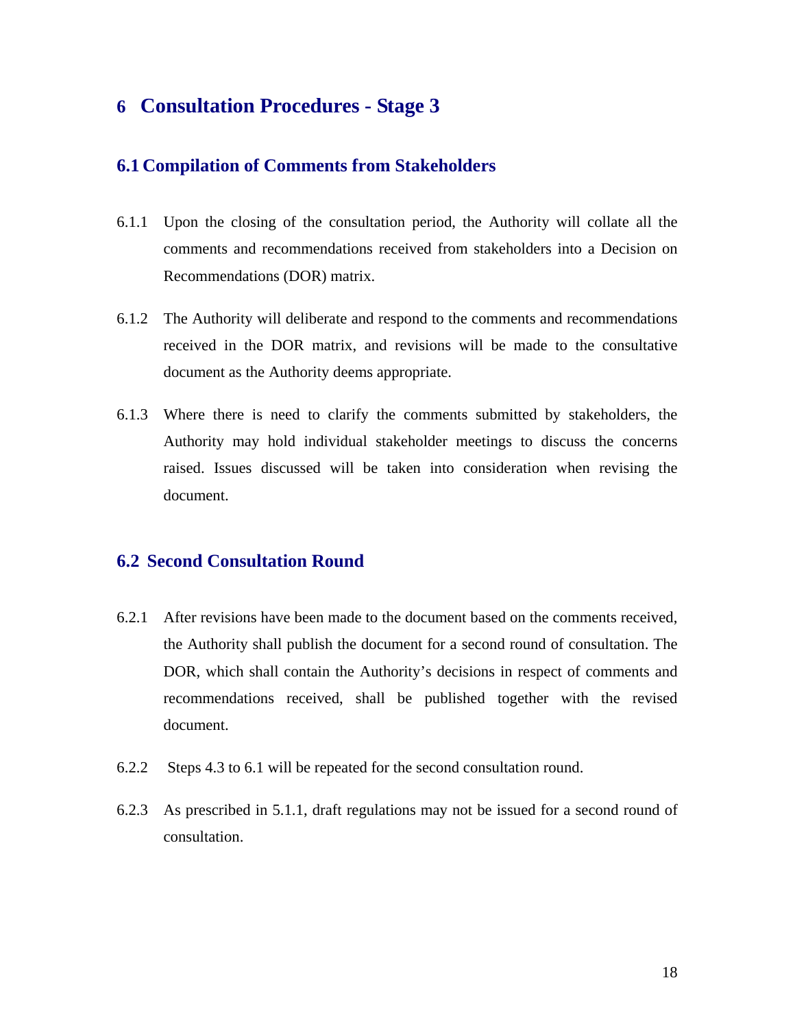# 6 Consultation Procedures - Stage 3

## 6.1 Compilation of Comments from Stakeholders

6.1.1 Upon the closing of the consultation period, the Authority will collate all the comments and recommendations received from stakeholders into a Decision on Recommendations (DOR) matrix.

6.1.2 The Authority will deliberate and respond to the comments and recommendations received in the DOR matrix, and revisions will be made to the consultative document as the Authority deems appropriate.

6.1.3 Where there is need to clarify the comments submitted by stakeholders, the Authority may hold individual stakeholder meetings to discuss the concerns raised. Issues discussed will be taken into consideration when revising the document.

## 6.2 Second Consultation Round

6.2.1 After revisions have been made to the document based on the comments received, the Authority shall publish the document for a second round of consultation. The DOR, which shall contain the Authority's decisions in respect of comments and recommendations received, shall be published together with the revised document.

6.2.2 Steps 4.3 to 6.1 will be repeated for the second consultation round.

6.2.3 As prescribed in 5.1.1, draft regulations may not be issued for a second round of consultation.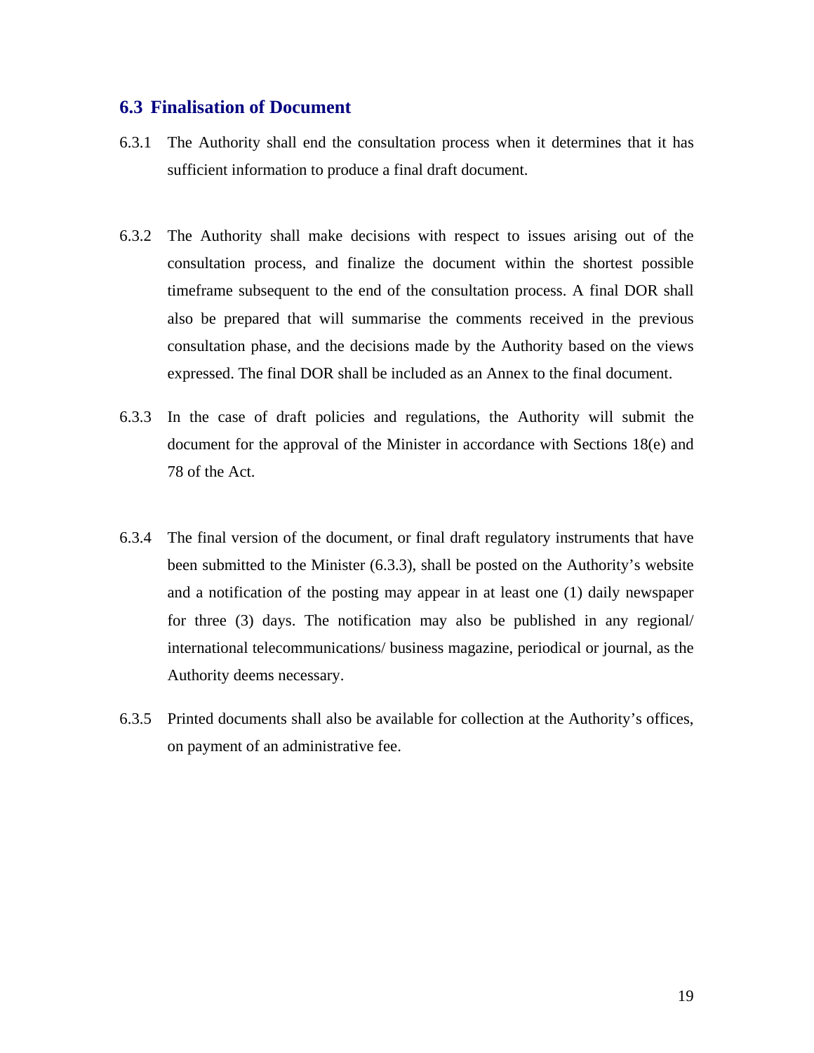## 6.3 Finalisation of Document

6.3.1 The Authority shall end the consultation process when it determines that it has sufficient information to produce a final draft document.

6.3.2 The Authority shall make decisions with respect to issues arising out of the consultation process, and finalize the document within the shortest possible timeframe subsequent to the end of the consultation process. A final DOR shall also be prepared that will summarise the comments received in the previous consultation phase, and the decisions made by the Authority based on the views expressed. The final DOR shall be included as an Annex to the final document.

6.3.3 In the case of draft policies and regulations, the Authority will submit the document for the approval of the Minister in accordance with Sections 18(e) and 78 of the Act.

6.3.4 The final version of the document, or final draft regulatory instruments that have been submitted to the Minister (6.3.3), shall be posted on the Authority's website and a notification of the posting may appear in at least one (1) daily newspaper for three (3) days. The notification may also be published in any regional/ international telecommunications/ business magazine, periodical or journal, as the Authority deems necessary.

6.3.5 Printed documents shall also be available for collection at the Authority's offices, on payment of an administrative fee.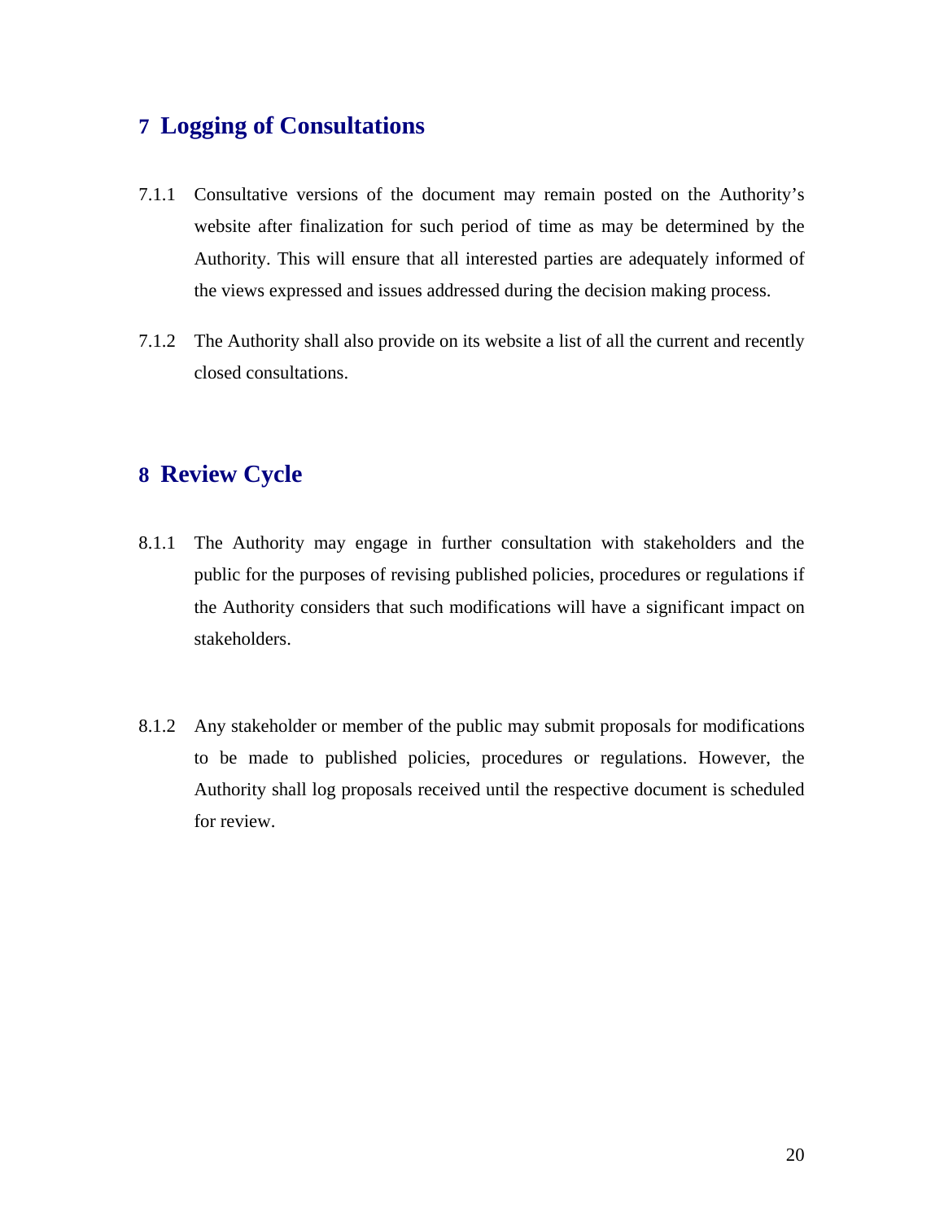# 7 Logging of Consultations

7.1.1 Consultative versions of the document may remain posted on the Authority's website after finalization for such period of time as may be determined by the Authority. This will ensure that all interested parties are adequately informed of the views expressed and issues addressed during the decision making process.

7.1.2 The Authority shall also provide on its website a list of all the current and recently closed consultations.

# 8 Review Cycle

8.1.1 The Authority may engage in further consultation with stakeholders and the public for the purposes of revising published policies, procedures or regulations if the Authority considers that such modifications will have a significant impact on stakeholders.

8.1.2 Any stakeholder or member of the public may submit proposals for modifications to be made to published policies, procedures or regulations. However, the Authority shall log proposals received until the respective document is scheduled for review.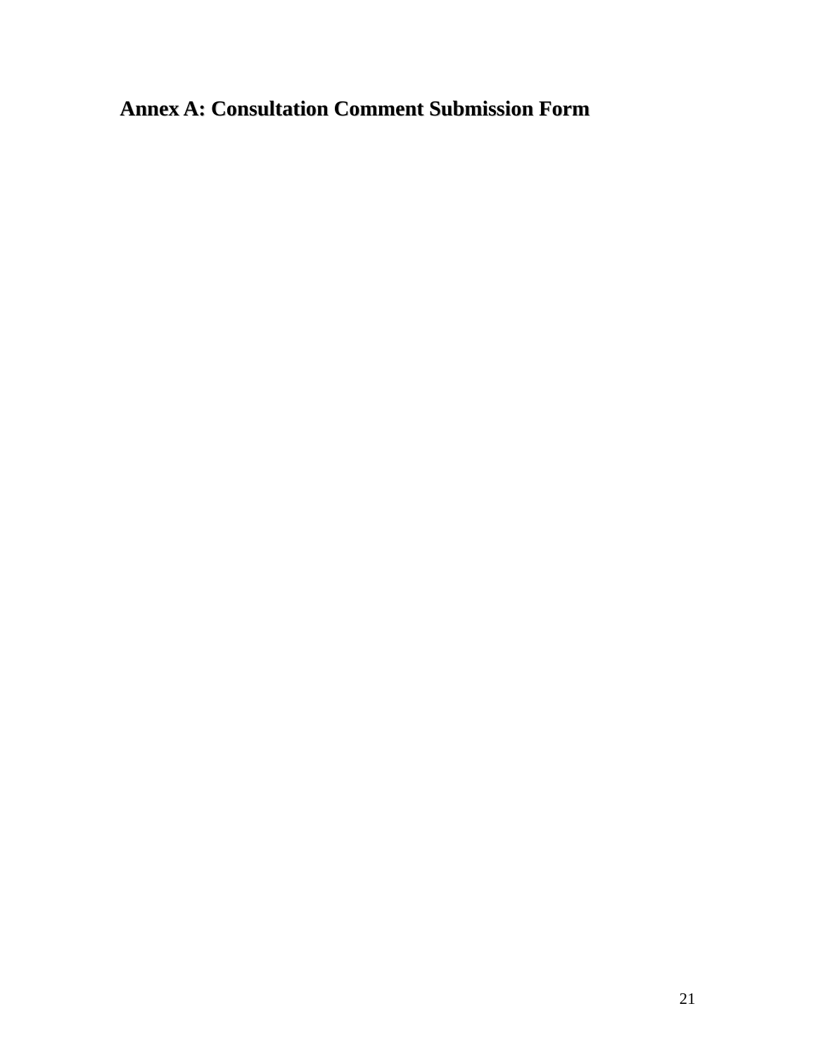# Annex A: Consultation Comment Submission Form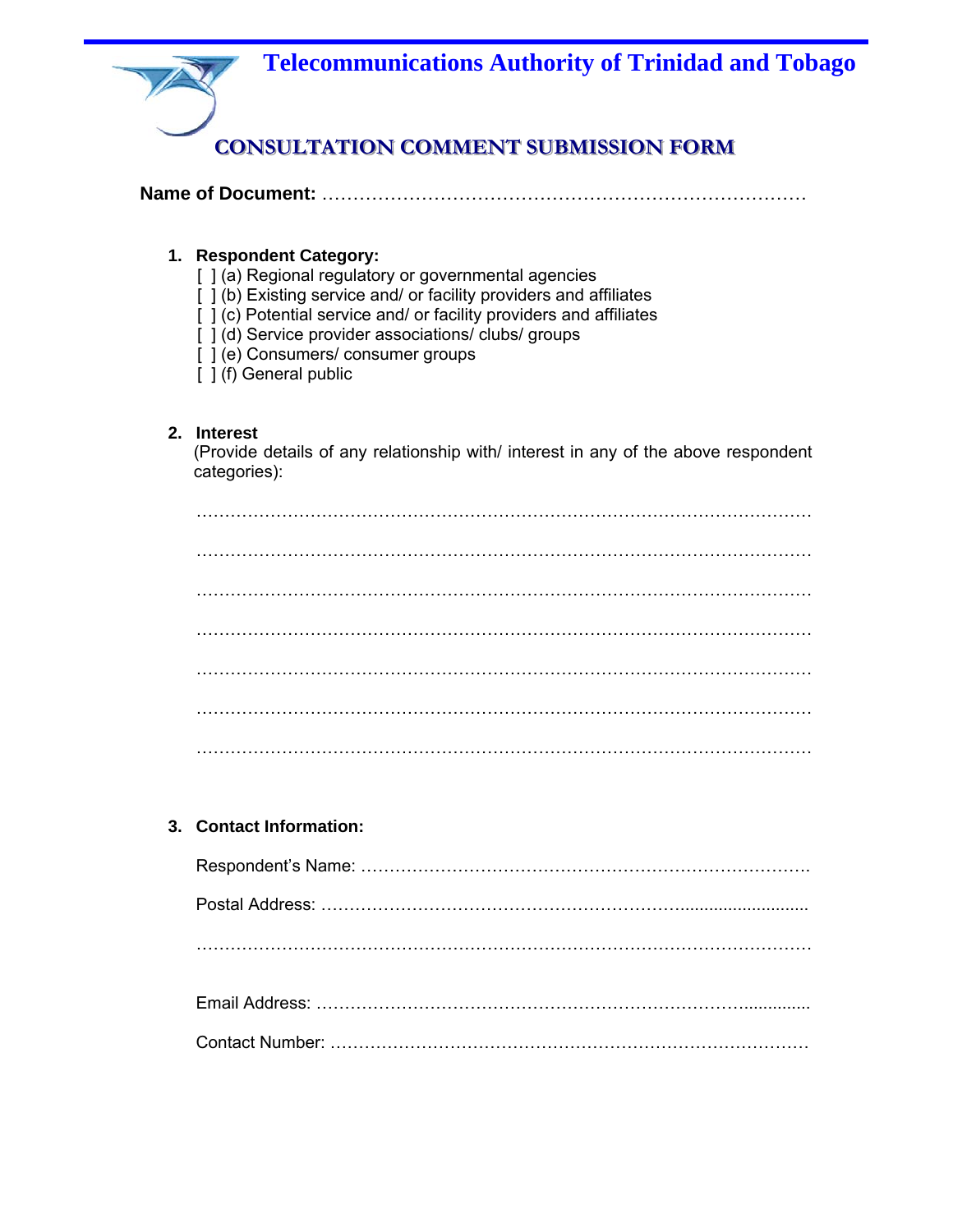# Telecommunications Authority of Trinidad and Tobago

## CONSULTATION COMMENT SUBMISSION FORM

**Name of Document:** ……………………………………………………………………

1. **Respondent Category:**
   [ ] (a) Regional regulatory or governmental agencies
   [ ] (b) Existing service and/ or facility providers and affiliates
   [ ] (c) Potential service and/ or facility providers and affiliates
   [ ] (d) Service provider associations/ clubs/ groups
   [ ] (e) Consumers/ consumer groups
   [ ] (f) General public

2. **Interest**
   (Provide details of any relationship with/ interest in any of the above respondent categories):

   ………………………………………………………………………………………………

   ………………………………………………………………………………………………

   ………………………………………………………………………………………………

   ………………………………………………………………………………………………

   ………………………………………………………………………………………………

   ………………………………………………………………………………………………

   ………………………………………………………………………………………………

3. **Contact Information:**

   Respondent's Name: …………………………………………………………………….

   Postal Address: ……………………………………………………….........................

   ………………………………………………………………………………………………

   Email Address: ……………………………………………………………….............

   Contact Number: ……………………………………………………………………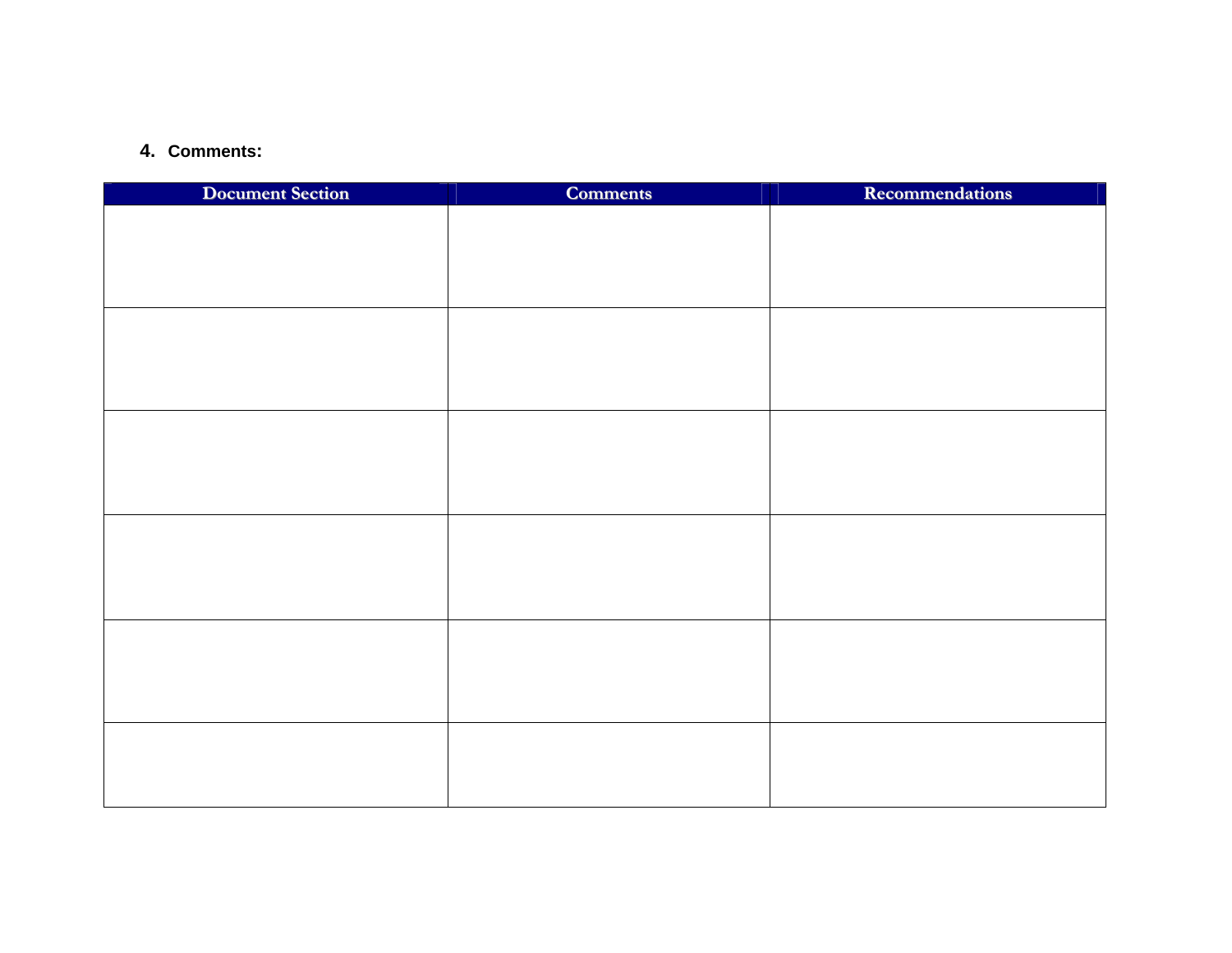4. **Comments:**

| Document Section | Comments | Recommendations |
|---|---|---|
| | | |
| | | |
| | | |
| | | |
| | | |
| | | |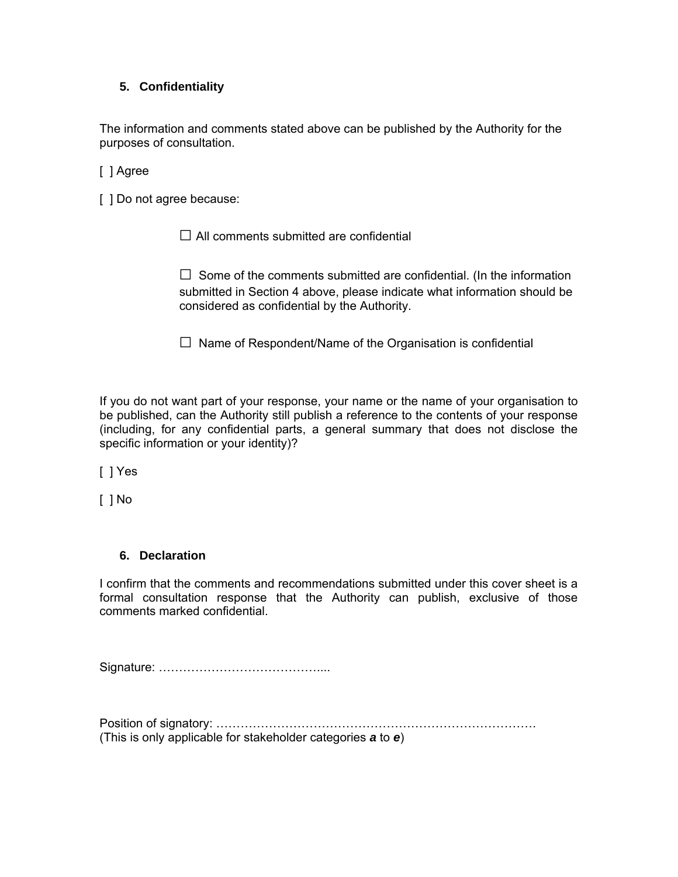## 5. Confidentiality

The information and comments stated above can be published by the Authority for the purposes of consultation.

[ ] Agree

[ ] Do not agree because:

☐ All comments submitted are confidential

☐ Some of the comments submitted are confidential. (In the information submitted in Section 4 above, please indicate what information should be considered as confidential by the Authority.

☐ Name of Respondent/Name of the Organisation is confidential

If you do not want part of your response, your name or the name of your organisation to be published, can the Authority still publish a reference to the contents of your response (including, for any confidential parts, a general summary that does not disclose the specific information or your identity)?

[ ] Yes

[ ] No

## 6. Declaration

I confirm that the comments and recommendations submitted under this cover sheet is a formal consultation response that the Authority can publish, exclusive of those comments marked confidential.

Signature: …………………………………....

Position of signatory: …………………………………………………………………….
(This is only applicable for stakeholder categories ***a*** to ***e***)